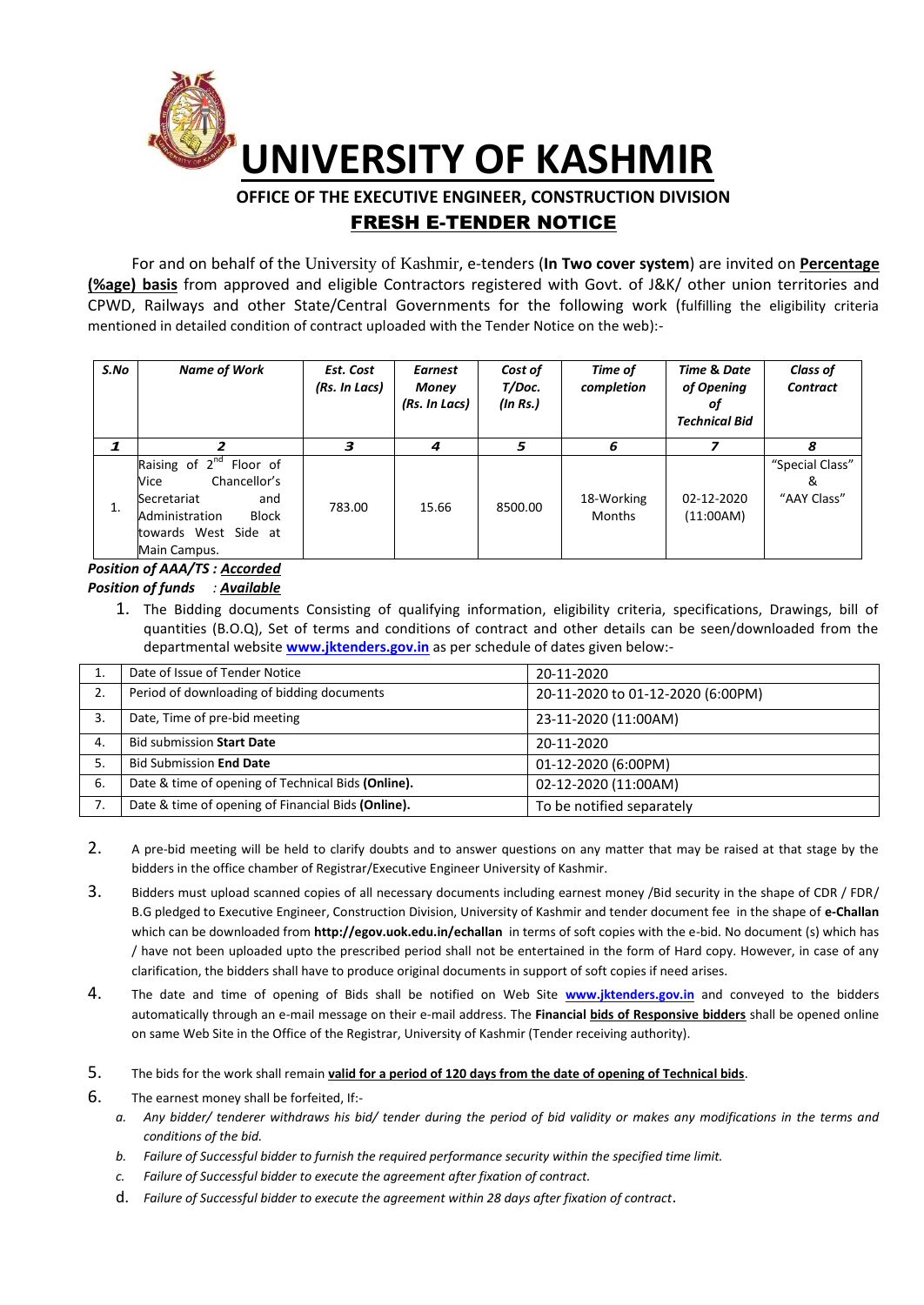# UNIVERSITY OF KASHMIR

## OFFICE OF THE EXECUTIVE ENGINEER, CONSTRUCTION DIVISION

## FRESH E-TENDER NOTICE

For and on behalf of the University of Kashmir, e-tenders (**In Two cover system**) are invited on **Percentage (%age) basis** from approved and eligible Contractors registered with Govt. of J&K/ other union territories and CPWD, Railways and other State/Central Governments for the following work (fulfilling the eligibility criteria mentioned in detailed condition of contract uploaded with the Tender Notice on the web):-

| *S.No* | *Name of Work* | *Est. Cost (Rs. In Lacs)* | *Earnest Money (Rs. In Lacs)* | *Cost of T/Doc. (In Rs.)* | *Time of completion* | *Time & Date of Opening of Technical Bid* | *Class of Contract* |
|---|---|---|---|---|---|---|---|
| ***1*** | ***2*** | ***3*** | ***4*** | ***5*** | ***6*** | ***7*** | ***8*** |
| 1. | Raising of 2nd Floor of Vice Chancellor's Secretariat and Administration Block towards West Side at Main Campus. | 783.00 | 15.66 | 8500.00 | 18-Working Months | 02-12-2020 (11:00AM) | "Special Class" & "AAY Class" |

***Position of AAA/TS : Accorded***

***Position of funds : Available***

1. The Bidding documents Consisting of qualifying information, eligibility criteria, specifications, Drawings, bill of quantities (B.O.Q), Set of terms and conditions of contract and other details can be seen/downloaded from the departmental website **www.jktenders.gov.in** as per schedule of dates given below:-

| | | |
|---|---|---|
| 1. | Date of Issue of Tender Notice | 20-11-2020 |
| 2. | Period of downloading of bidding documents | 20-11-2020 to 01-12-2020 (6:00PM) |
| 3. | Date, Time of pre-bid meeting | 23-11-2020 (11:00AM) |
| 4. | Bid submission **Start Date** | 20-11-2020 |
| 5. | Bid Submission **End Date** | 01-12-2020 (6:00PM) |
| 6. | Date & time of opening of Technical Bids **(Online).** | 02-12-2020 (11:00AM) |
| 7. | Date & time of opening of Financial Bids **(Online).** | To be notified separately |

2. A pre-bid meeting will be held to clarify doubts and to answer questions on any matter that may be raised at that stage by the bidders in the office chamber of Registrar/Executive Engineer University of Kashmir.

3. Bidders must upload scanned copies of all necessary documents including earnest money /Bid security in the shape of CDR / FDR/ B.G pledged to Executive Engineer, Construction Division, University of Kashmir and tender document fee in the shape of **e-Challan** which can be downloaded from **http://egov.uok.edu.in/echallan** in terms of soft copies with the e-bid. No document (s) which has / have not been uploaded upto the prescribed period shall not be entertained in the form of Hard copy. However, in case of any clarification, the bidders shall have to produce original documents in support of soft copies if need arises.

4. The date and time of opening of Bids shall be notified on Web Site **www.jktenders.gov.in** and conveyed to the bidders automatically through an e-mail message on their e-mail address. The **Financial bids of Responsive bidders** shall be opened online on same Web Site in the Office of the Registrar, University of Kashmir (Tender receiving authority).

5. The bids for the work shall remain **valid for a period of 120 days from the date of opening of Technical bids**.

6. The earnest money shall be forfeited, If:-
   a. *Any bidder/ tenderer withdraws his bid/ tender during the period of bid validity or makes any modifications in the terms and conditions of the bid.*
   b. *Failure of Successful bidder to furnish the required performance security within the specified time limit.*
   c. *Failure of Successful bidder to execute the agreement after fixation of contract.*
   d. *Failure of Successful bidder to execute the agreement within 28 days after fixation of contract*.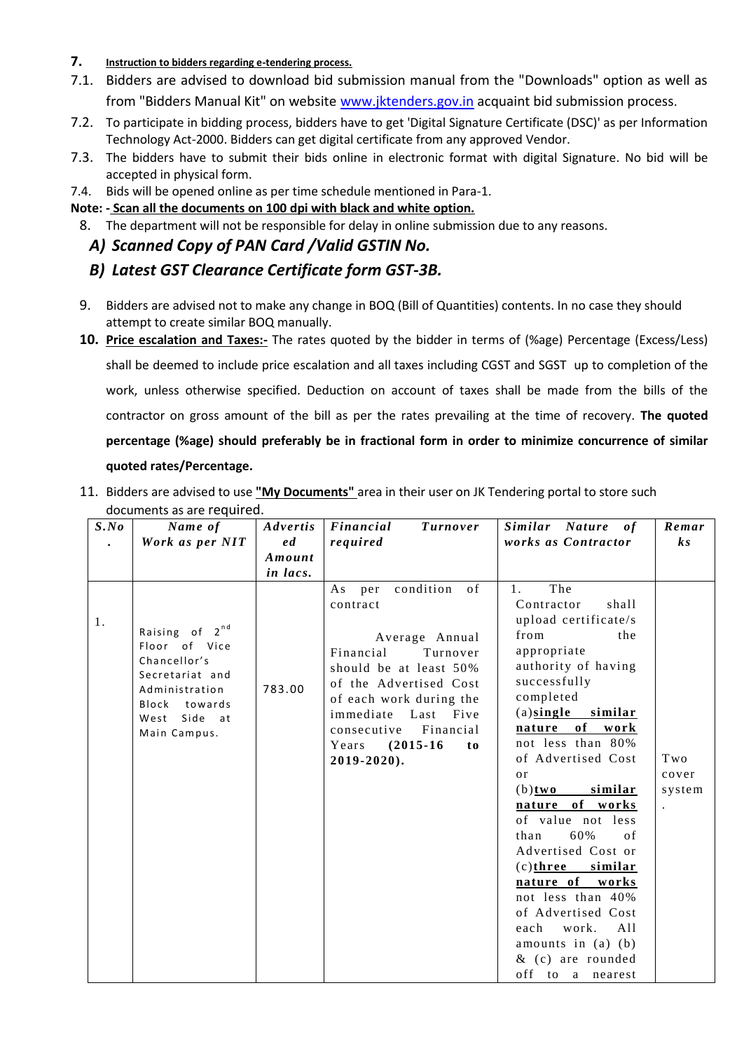**7. Instruction to bidders regarding e-tendering process.**

7.1. Bidders are advised to download bid submission manual from the "Downloads" option as well as from "Bidders Manual Kit" on website [www.jktenders.gov.in](http://www.jktenders.gov.in) acquaint bid submission process.

7.2. To participate in bidding process, bidders have to get 'Digital Signature Certificate (DSC)' as per Information Technology Act-2000. Bidders can get digital certificate from any approved Vendor.

7.3. The bidders have to submit their bids online in electronic format with digital Signature. No bid will be accepted in physical form.

7.4. Bids will be opened online as per time schedule mentioned in Para-1.

**Note: - Scan all the documents on 100 dpi with black and white option.**

8. The department will not be responsible for delay in online submission due to any reasons.

***A) Scanned Copy of PAN Card /Valid GSTIN No.***

***B) Latest GST Clearance Certificate form GST-3B.***

9. Bidders are advised not to make any change in BOQ (Bill of Quantities) contents. In no case they should attempt to create similar BOQ manually.

**10. Price escalation and Taxes:-** The rates quoted by the bidder in terms of (%age) Percentage (Excess/Less) shall be deemed to include price escalation and all taxes including CGST and SGST up to completion of the work, unless otherwise specified. Deduction on account of taxes shall be made from the bills of the contractor on gross amount of the bill as per the rates prevailing at the time of recovery. **The quoted percentage (%age) should preferably be in fractional form in order to minimize concurrence of similar quoted rates/Percentage.**

11. Bidders are advised to use **"My Documents"** area in their user on JK Tendering portal to store such documents as are required.

| S.No. | Name of Work as per NIT | Advertised Amount in lacs. | Financial Turnover required | Similar Nature of works as Contractor | Remarks |
|---|---|---|---|---|---|
| 1. | Raising of 2nd Floor of Vice Chancellor's Secretariat and Administration Block towards West Side at Main Campus. | 783.00 | As per condition of contract<br><br>Average Annual Financial Turnover should be at least 50% of the Advertised Cost of each work during the immediate Last Five consecutive Financial Years **(2015-16 to 2019-2020).** | 1. The Contractor shall upload certificate/s from the appropriate authority of having successfully completed (a)**single similar nature of work** not less than 80% of Advertised Cost or (b)**two similar nature of works** of value not less than 60% of Advertised Cost or (c)**three similar nature of works** not less than 40% of Advertised Cost each work. All amounts in (a) (b) & (c) are rounded off to a nearest | Two cover system. |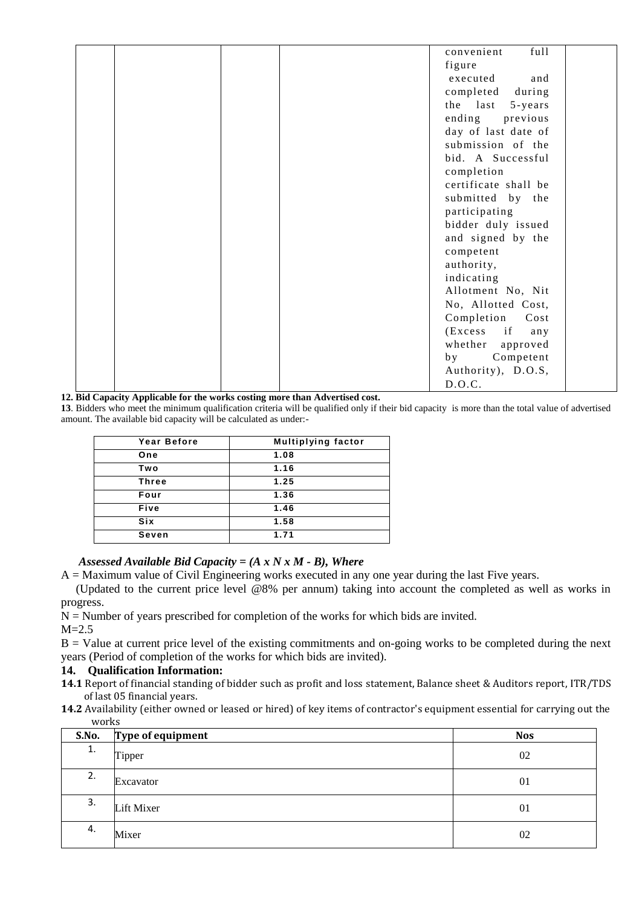| | | | | convenient full figure executed and completed during the last 5-years ending previous day of last date of submission of the bid. A Successful completion certificate shall be submitted by the participating bidder duly issued and signed by the competent authority, indicating Allotment No, Nit No, Allotted Cost, Completion Cost (Excess if any whether approved by Competent Authority), D.O.S, D.O.C. | |
|---|---|---|---|---|---|

**12. Bid Capacity Applicable for the works costing more than Advertised cost.**

**13**. Bidders who meet the minimum qualification criteria will be qualified only if their bid capacity is more than the total value of advertised amount. The available bid capacity will be calculated as under:-

| Year Before | Multiplying factor |
|---|---|
| One | 1.08 |
| Two | 1.16 |
| Three | 1.25 |
| Four | 1.36 |
| Five | 1.46 |
| Six | 1.58 |
| Seven | 1.71 |

***Assessed Available Bid Capacity = (A x N x M - B), Where***

A = Maximum value of Civil Engineering works executed in any one year during the last Five years.

(Updated to the current price level @8% per annum) taking into account the completed as well as works in progress.

N = Number of years prescribed for completion of the works for which bids are invited.

M=2.5

B = Value at current price level of the existing commitments and on-going works to be completed during the next years (Period of completion of the works for which bids are invited).

### 14. Qualification Information:

**14.1** Report of financial standing of bidder such as profit and loss statement, Balance sheet & Auditors report, ITR/TDS of last 05 financial years.

**14.2** Availability (either owned or leased or hired) of key items of contractor's equipment essential for carrying out the works

| S.No. | Type of equipment | Nos |
|---|---|---|
| 1. | Tipper | 02 |
| 2. | Excavator | 01 |
| 3. | Lift Mixer | 01 |
| 4. | Mixer | 02 |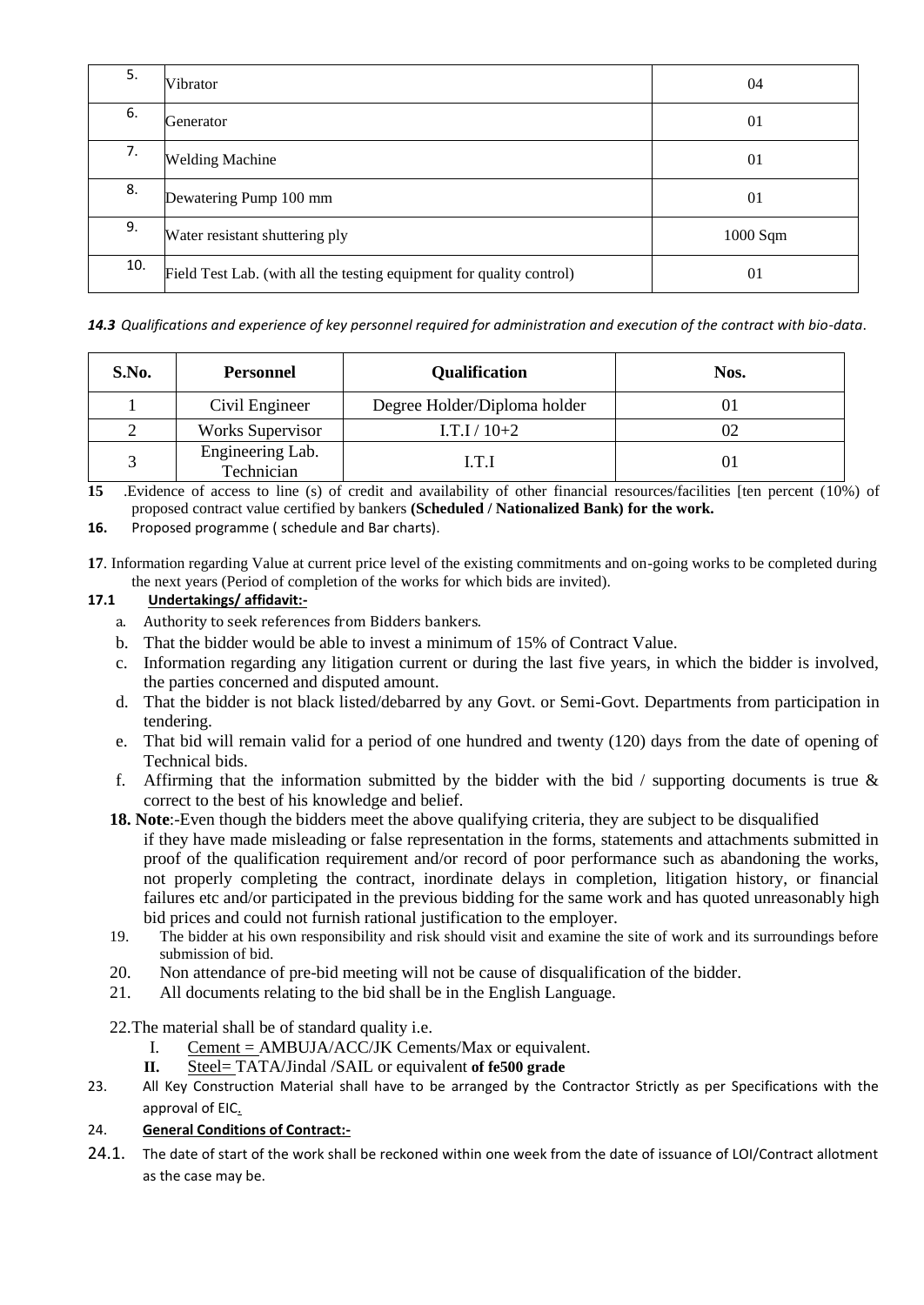| 5. | Vibrator | 04 |
|---|---|---|
| 6. | Generator | 01 |
| 7. | Welding Machine | 01 |
| 8. | Dewatering Pump 100 mm | 01 |
| 9. | Water resistant shuttering ply | 1000 Sqm |
| 10. | Field Test Lab. (with all the testing equipment for quality control) | 01 |

***14.3*** *Qualifications and experience of key personnel required for administration and execution of the contract with bio-data.*

| S.No. | Personnel | Qualification | Nos. |
|---|---|---|---|
| 1 | Civil Engineer | Degree Holder/Diploma holder | 01 |
| 2 | Works Supervisor | I.T.I / 10+2 | 02 |
| 3 | Engineering Lab. Technician | I.T.I | 01 |

**15** .Evidence of access to line (s) of credit and availability of other financial resources/facilities [ten percent (10%) of proposed contract value certified by bankers **(Scheduled / Nationalized Bank) for the work.**

**16.** Proposed programme ( schedule and Bar charts).

**17**. Information regarding Value at current price level of the existing commitments and on-going works to be completed during the next years (Period of completion of the works for which bids are invited).

**17.1** **Undertakings/ affidavit:-**

a. Authority to seek references from Bidders bankers.
b. That the bidder would be able to invest a minimum of 15% of Contract Value.
c. Information regarding any litigation current or during the last five years, in which the bidder is involved, the parties concerned and disputed amount.
d. That the bidder is not black listed/debarred by any Govt. or Semi-Govt. Departments from participation in tendering.
e. That bid will remain valid for a period of one hundred and twenty (120) days from the date of opening of Technical bids.
f. Affirming that the information submitted by the bidder with the bid / supporting documents is true & correct to the best of his knowledge and belief.

**18. Note**:-Even though the bidders meet the above qualifying criteria, they are subject to be disqualified if they have made misleading or false representation in the forms, statements and attachments submitted in proof of the qualification requirement and/or record of poor performance such as abandoning the works, not properly completing the contract, inordinate delays in completion, litigation history, or financial failures etc and/or participated in the previous bidding for the same work and has quoted unreasonably high bid prices and could not furnish rational justification to the employer.

19. The bidder at his own responsibility and risk should visit and examine the site of work and its surroundings before submission of bid.
20. Non attendance of pre-bid meeting will not be cause of disqualification of the bidder.
21. All documents relating to the bid shall be in the English Language.

22.The material shall be of standard quality i.e.

I. Cement = AMBUJA/ACC/JK Cements/Max or equivalent.
**II.** Steel= TATA/Jindal /SAIL or equivalent **of fe500 grade**

23. All Key Construction Material shall have to be arranged by the Contractor Strictly as per Specifications with the approval of EIC.

24. **General Conditions of Contract:-**

24.1. The date of start of the work shall be reckoned within one week from the date of issuance of LOI/Contract allotment as the case may be.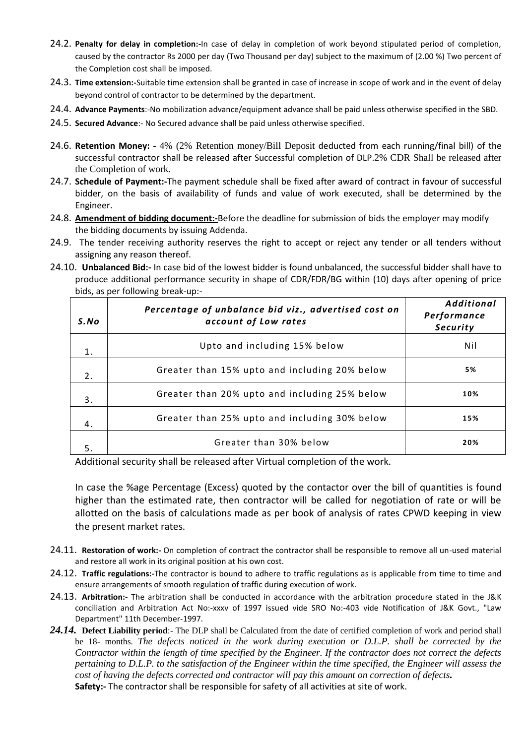24.2. **Penalty for delay in completion:-**In case of delay in completion of work beyond stipulated period of completion, caused by the contractor Rs 2000 per day (Two Thousand per day) subject to the maximum of (2.00 %) Two percent of the Completion cost shall be imposed.

24.3. **Time extension:-**Suitable time extension shall be granted in case of increase in scope of work and in the event of delay beyond control of contractor to be determined by the department.

24.4. **Advance Payments**:-No mobilization advance/equipment advance shall be paid unless otherwise specified in the SBD.

24.5. **Secured Advance**:- No Secured advance shall be paid unless otherwise specified.

24.6. **Retention Money: -** 4% (2% Retention money/Bill Deposit deducted from each running/final bill) of the successful contractor shall be released after Successful completion of DLP.2% CDR Shall be released after the Completion of work.

24.7. **Schedule of Payment:-**The payment schedule shall be fixed after award of contract in favour of successful bidder, on the basis of availability of funds and value of work executed, shall be determined by the Engineer.

24.8. **Amendment of bidding document:-**Before the deadline for submission of bids the employer may modify the bidding documents by issuing Addenda.

24.9. The tender receiving authority reserves the right to accept or reject any tender or all tenders without assigning any reason thereof.

24.10. **Unbalanced Bid:-** In case bid of the lowest bidder is found unbalanced, the successful bidder shall have to produce additional performance security in shape of CDR/FDR/BG within (10) days after opening of price bids, as per following break-up:-

| *S.No* | *Percentage of unbalance bid viz., advertised cost on account of Low rates* | *Additional Performance Security* |
|---|---|---|
| 1. | Upto and including 15% below | Nil |
| 2. | Greater than 15% upto and including 20% below | 5% |
| 3. | Greater than 20% upto and including 25% below | 10% |
| 4. | Greater than 25% upto and including 30% below | 15% |
| 5. | Greater than 30% below | 20% |

Additional security shall be released after Virtual completion of the work.

In case the %age Percentage (Excess) quoted by the contactor over the bill of quantities is found higher than the estimated rate, then contractor will be called for negotiation of rate or will be allotted on the basis of calculations made as per book of analysis of rates CPWD keeping in view the present market rates.

24.11. **Restoration of work:-** On completion of contract the contractor shall be responsible to remove all un-used material and restore all work in its original position at his own cost.

24.12. **Traffic regulations:-**The contractor is bound to adhere to traffic regulations as is applicable from time to time and ensure arrangements of smooth regulation of traffic during execution of work.

24.13. **Arbitration:-** The arbitration shall be conducted in accordance with the arbitration procedure stated in the J&K conciliation and Arbitration Act No:-xxxv of 1997 issued vide SRO No:-403 vide Notification of J&K Govt., "Law Department" 11th December-1997.

***24.14.*** **Defect Liability period**:- The DLP shall be Calculated from the date of certified completion of work and period shall be 18- months. *The defects noticed in the work during execution or D.L.P. shall be corrected by the Contractor within the length of time specified by the Engineer. If the contractor does not correct the defects pertaining to D.L.P. to the satisfaction of the Engineer within the time specified, the Engineer will assess the cost of having the defects corrected and contractor will pay this amount on correction of defects.*

**Safety:-** The contractor shall be responsible for safety of all activities at site of work.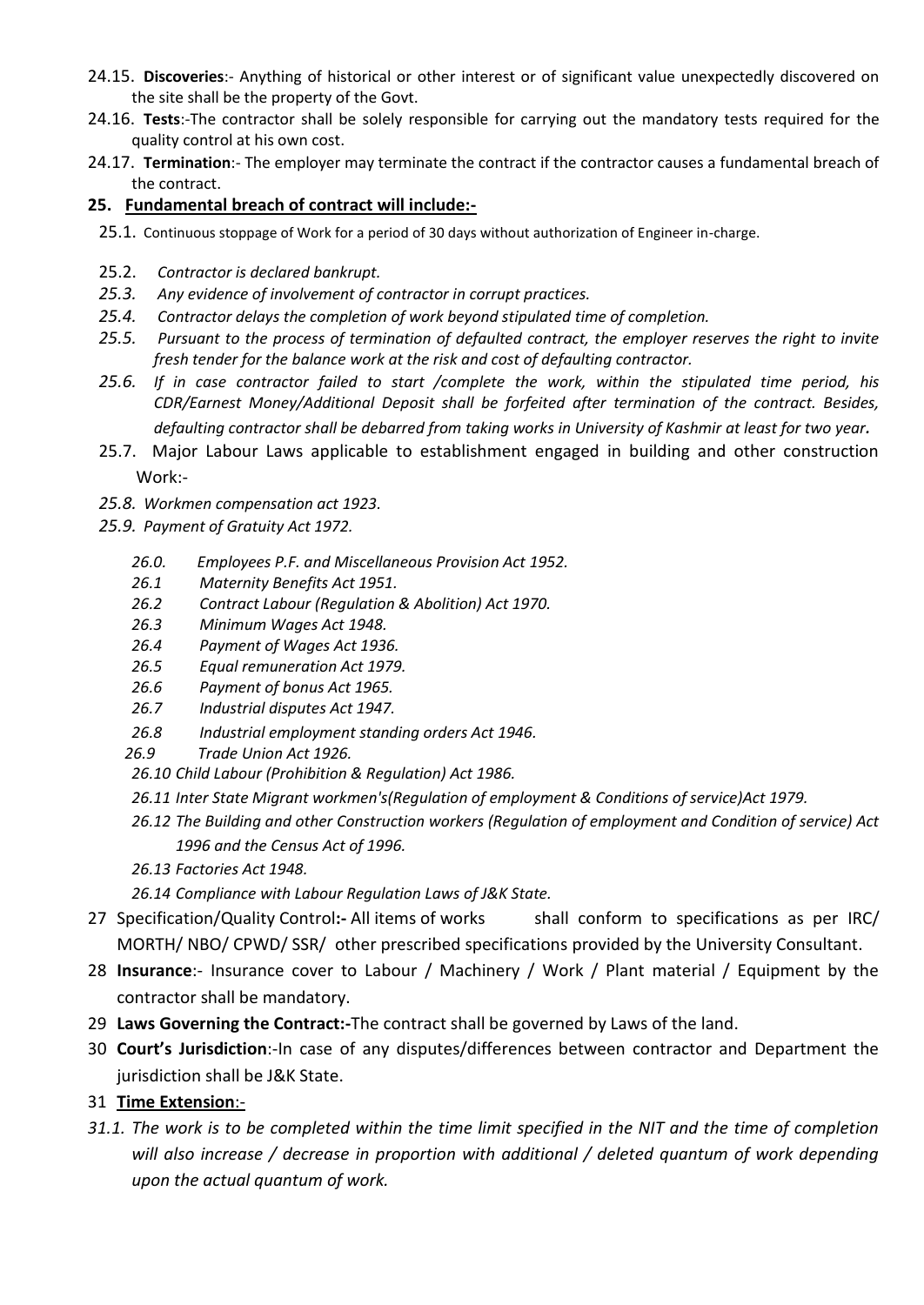24.15. **Discoveries**:- Anything of historical or other interest or of significant value unexpectedly discovered on the site shall be the property of the Govt.

24.16. **Tests**:-The contractor shall be solely responsible for carrying out the mandatory tests required for the quality control at his own cost.

24.17. **Termination**:- The employer may terminate the contract if the contractor causes a fundamental breach of the contract.

## 25. Fundamental breach of contract will include:-

25.1. Continuous stoppage of Work for a period of 30 days without authorization of Engineer in-charge.

25.2. *Contractor is declared bankrupt.*

*25.3. Any evidence of involvement of contractor in corrupt practices.*

*25.4. Contractor delays the completion of work beyond stipulated time of completion.*

*25.5. Pursuant to the process of termination of defaulted contract, the employer reserves the right to invite fresh tender for the balance work at the risk and cost of defaulting contractor.*

*25.6. If in case contractor failed to start /complete the work, within the stipulated time period, his CDR/Earnest Money/Additional Deposit shall be forfeited after termination of the contract. Besides, defaulting contractor shall be debarred from taking works in University of Kashmir at least for two year.*

25.7. Major Labour Laws applicable to establishment engaged in building and other construction Work:-

*25.8. Workmen compensation act 1923.*

*25.9. Payment of Gratuity Act 1972.*

*26.0. Employees P.F. and Miscellaneous Provision Act 1952.*

*26.1 Maternity Benefits Act 1951.*

*26.2 Contract Labour (Regulation & Abolition) Act 1970.*

*26.3 Minimum Wages Act 1948.*

*26.4 Payment of Wages Act 1936.*

*26.5 Equal remuneration Act 1979.*

*26.6 Payment of bonus Act 1965.*

*26.7 Industrial disputes Act 1947.*

*26.8 Industrial employment standing orders Act 1946.*

*26.9 Trade Union Act 1926.*

*26.10 Child Labour (Prohibition & Regulation) Act 1986.*

*26.11 Inter State Migrant workmen's(Regulation of employment & Conditions of service)Act 1979.*

*26.12 The Building and other Construction workers (Regulation of employment and Condition of service) Act 1996 and the Census Act of 1996.*

*26.13 Factories Act 1948.*

*26.14 Compliance with Labour Regulation Laws of J&K State.*

27 Specification/Quality Control**:-** All items of works shall conform to specifications as per IRC/ MORTH/ NBO/ CPWD/ SSR/ other prescribed specifications provided by the University Consultant.

28 **Insurance**:- Insurance cover to Labour / Machinery / Work / Plant material / Equipment by the contractor shall be mandatory.

29 **Laws Governing the Contract:-**The contract shall be governed by Laws of the land.

30 **Court's Jurisdiction**:-In case of any disputes/differences between contractor and Department the jurisdiction shall be J&K State.

31 **Time Extension**:-

*31.1. The work is to be completed within the time limit specified in the NIT and the time of completion will also increase / decrease in proportion with additional / deleted quantum of work depending upon the actual quantum of work.*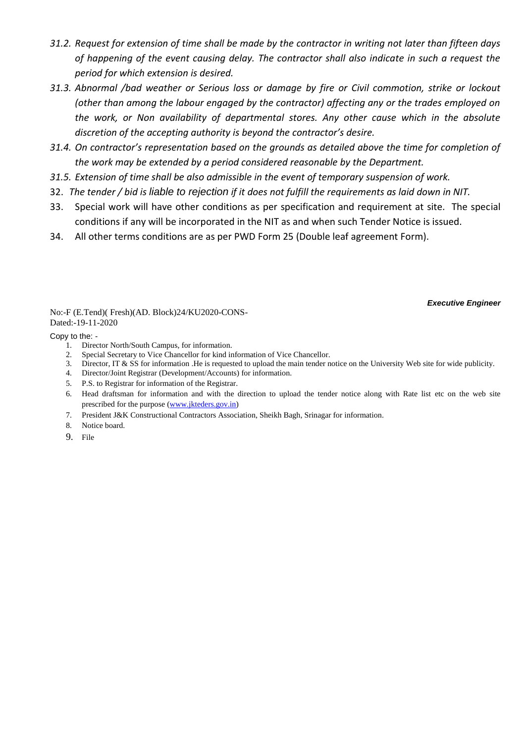*31.2. Request for extension of time shall be made by the contractor in writing not later than fifteen days of happening of the event causing delay. The contractor shall also indicate in such a request the period for which extension is desired.*

*31.3. Abnormal /bad weather or Serious loss or damage by fire or Civil commotion, strike or lockout (other than among the labour engaged by the contractor) affecting any or the trades employed on the work, or Non availability of departmental stores. Any other cause which in the absolute discretion of the accepting authority is beyond the contractor's desire.*

*31.4. On contractor's representation based on the grounds as detailed above the time for completion of the work may be extended by a period considered reasonable by the Department.*

*31.5. Extension of time shall be also admissible in the event of temporary suspension of work.*

32. *The tender / bid is liable to rejection if it does not fulfill the requirements as laid down in NIT.*

33. Special work will have other conditions as per specification and requirement at site. The special conditions if any will be incorporated in the NIT as and when such Tender Notice is issued.

34. All other terms conditions are as per PWD Form 25 (Double leaf agreement Form).

***Executive Engineer***

No:-F (E.Tend)( Fresh)(AD. Block)24/KU2020-CONS-
Dated:-19-11-2020

Copy to the: -

1. Director North/South Campus, for information.
2. Special Secretary to Vice Chancellor for kind information of Vice Chancellor.
3. Director, IT & SS for information .He is requested to upload the main tender notice on the University Web site for wide publicity.
4. Director/Joint Registrar (Development/Accounts) for information.
5. P.S. to Registrar for information of the Registrar.
6. Head draftsman for information and with the direction to upload the tender notice along with Rate list etc on the web site prescribed for the purpose (www.jkteders.gov.in)
7. President J&K Constructional Contractors Association, Sheikh Bagh, Srinagar for information.
8. Notice board.
9. File